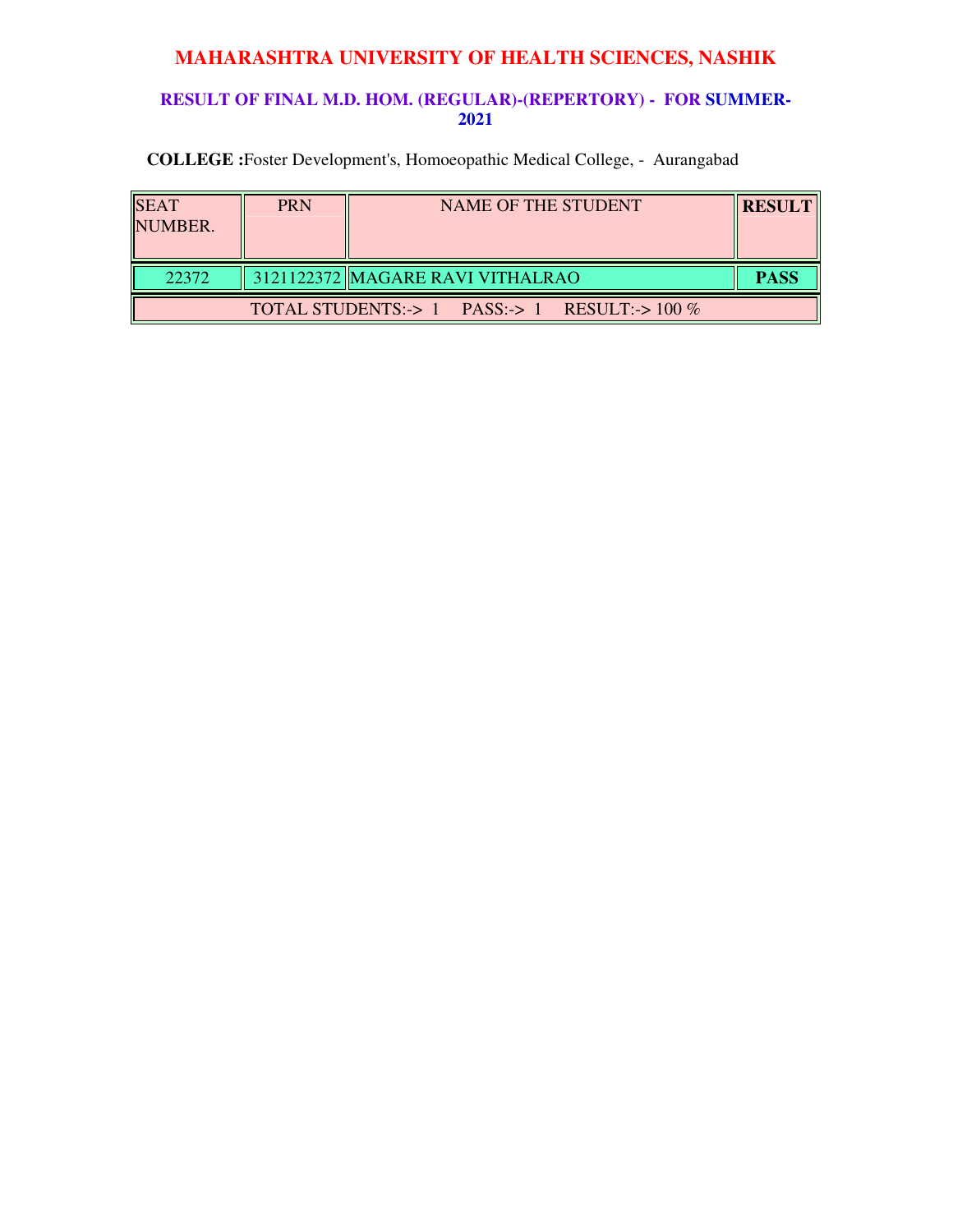# MAHARASHTRA UNIVERSITY OF HEALTH SCIENCES, NASHIK

## RESULT OF FINAL M.D. HOM. (REGULAR)-(REPERTORY) - FOR SUMMER-2021

**COLLEGE :**Foster Development's, Homoeopathic Medical College, - Aurangabad

| SEAT NUMBER. | PRN | NAME OF THE STUDENT | RESULT |
|---|---|---|---|
| 22372 | 3121122372 | MAGARE RAVI VITHALRAO | **PASS** |
| TOTAL STUDENTS:-> 1 PASS:-> 1 RESULT:-> 100 % | | | |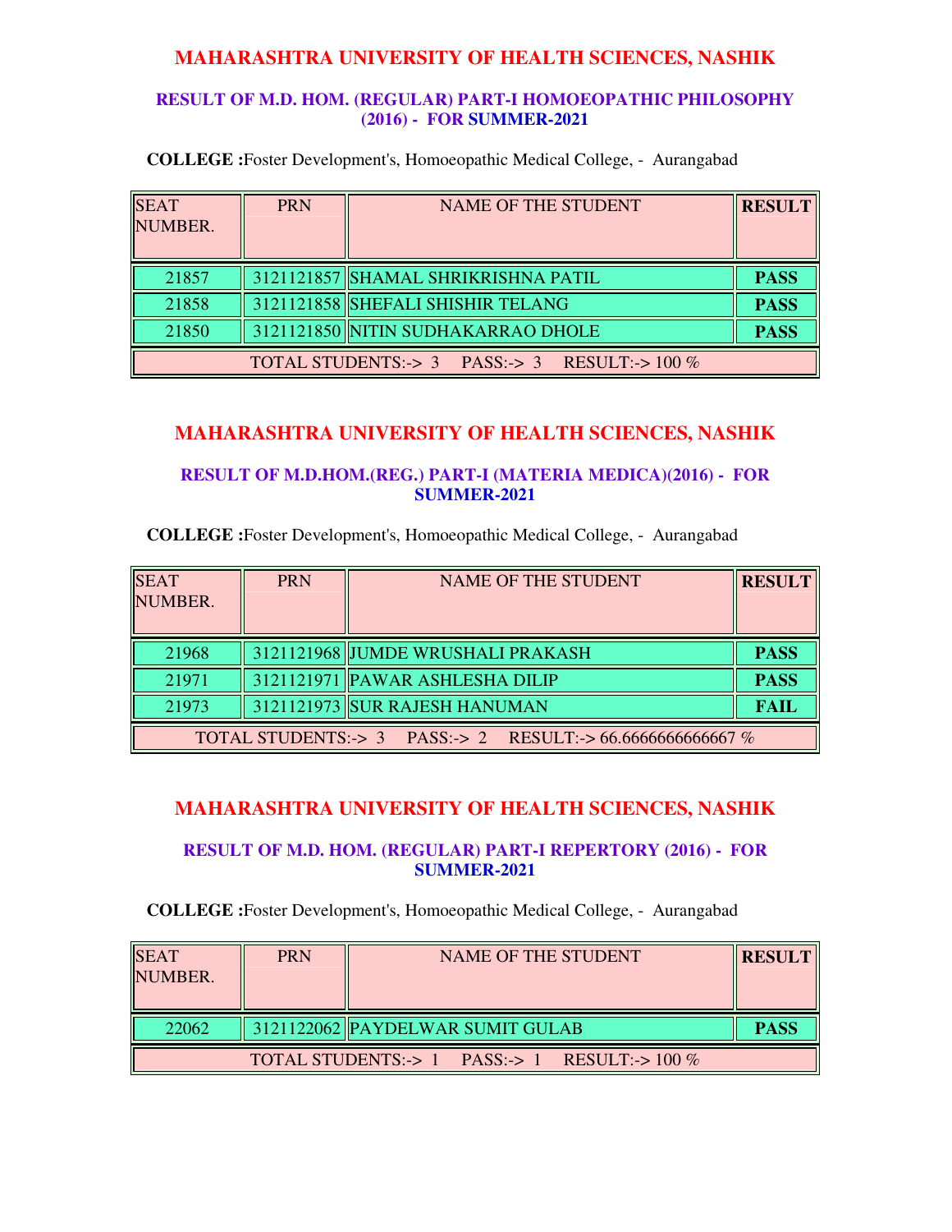# MAHARASHTRA UNIVERSITY OF HEALTH SCIENCES, NASHIK

## RESULT OF M.D. HOM. (REGULAR) PART-I HOMOEOPATHIC PHILOSOPHY (2016) - FOR SUMMER-2021

**COLLEGE :**Foster Development's, Homoeopathic Medical College, - Aurangabad

| SEAT NUMBER. | PRN | NAME OF THE STUDENT | RESULT |
|---|---|---|---|
| 21857 | 3121121857 | SHAMAL SHRIKRISHNA PATIL | **PASS** |
| 21858 | 3121121858 | SHEFALI SHISHIR TELANG | **PASS** |
| 21850 | 3121121850 | NITIN SUDHAKARRAO DHOLE | **PASS** |
| TOTAL STUDENTS:-> 3 PASS:-> 3 RESULT:-> 100 % | | | |

# MAHARASHTRA UNIVERSITY OF HEALTH SCIENCES, NASHIK

## RESULT OF M.D.HOM.(REG.) PART-I (MATERIA MEDICA)(2016) - FOR SUMMER-2021

**COLLEGE :**Foster Development's, Homoeopathic Medical College, - Aurangabad

| SEAT NUMBER. | PRN | NAME OF THE STUDENT | RESULT |
|---|---|---|---|
| 21968 | 3121121968 | JUMDE WRUSHALI PRAKASH | **PASS** |
| 21971 | 3121121971 | PAWAR ASHLESHA DILIP | **PASS** |
| 21973 | 3121121973 | SUR RAJESH HANUMAN | **FAIL** |
| TOTAL STUDENTS:-> 3 PASS:-> 2 RESULT:-> 66.6666666666667 % | | | |

# MAHARASHTRA UNIVERSITY OF HEALTH SCIENCES, NASHIK

## RESULT OF M.D. HOM. (REGULAR) PART-I REPERTORY (2016) - FOR SUMMER-2021

**COLLEGE :**Foster Development's, Homoeopathic Medical College, - Aurangabad

| SEAT NUMBER. | PRN | NAME OF THE STUDENT | RESULT |
|---|---|---|---|
| 22062 | 3121122062 | PAYDELWAR SUMIT GULAB | **PASS** |
| TOTAL STUDENTS:-> 1 PASS:-> 1 RESULT:-> 100 % | | | |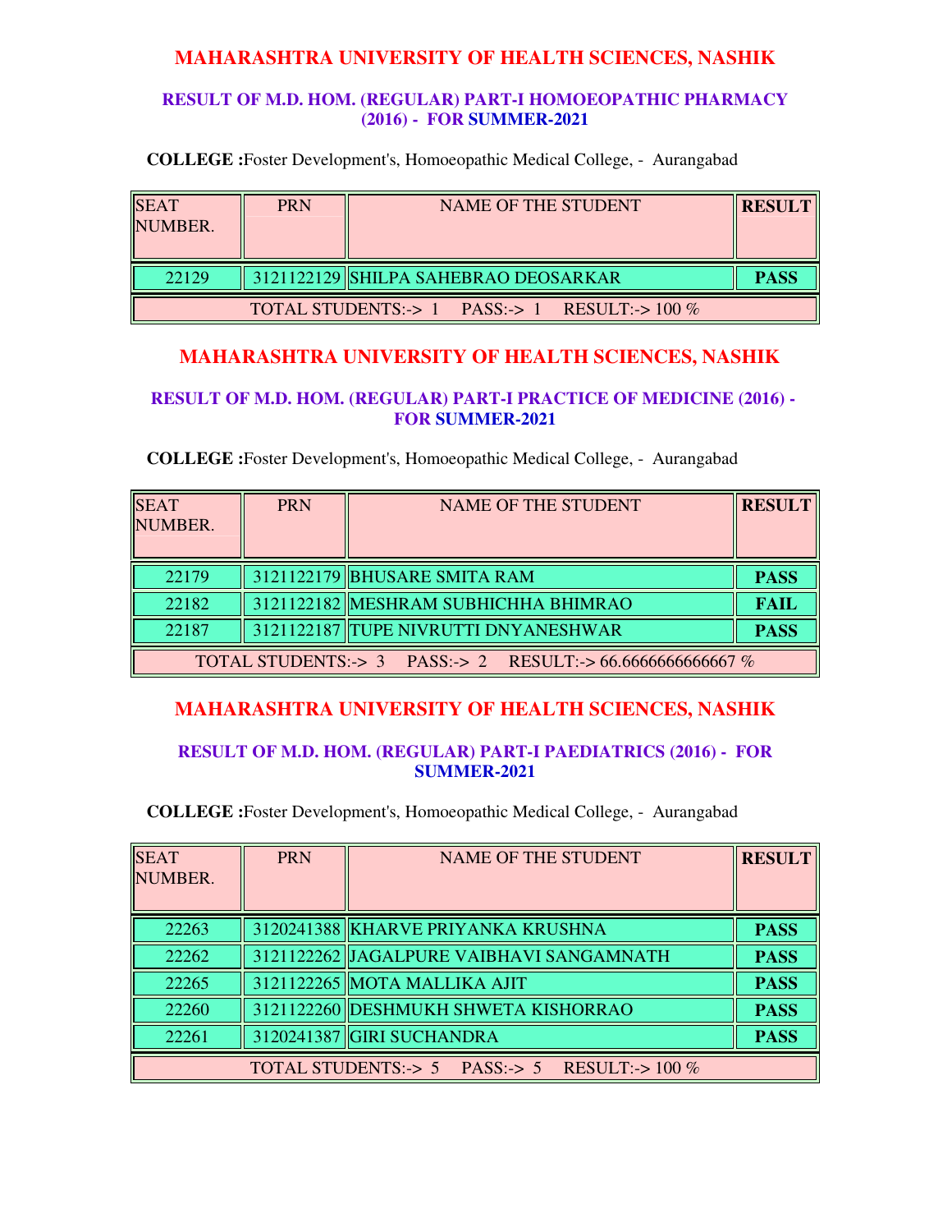## MAHARASHTRA UNIVERSITY OF HEALTH SCIENCES, NASHIK

### RESULT OF M.D. HOM. (REGULAR) PART-I HOMOEOPATHIC PHARMACY (2016) - FOR SUMMER-2021

**COLLEGE :**Foster Development's, Homoeopathic Medical College, - Aurangabad

| SEAT NUMBER. | PRN | NAME OF THE STUDENT | RESULT |
|---|---|---|---|
| 22129 | 3121122129 | SHILPA SAHEBRAO DEOSARKAR | PASS |
| TOTAL STUDENTS:-> 1 PASS:-> 1 RESULT:-> 100 % | | | |

## MAHARASHTRA UNIVERSITY OF HEALTH SCIENCES, NASHIK

### RESULT OF M.D. HOM. (REGULAR) PART-I PRACTICE OF MEDICINE (2016) - FOR SUMMER-2021

**COLLEGE :**Foster Development's, Homoeopathic Medical College, - Aurangabad

| SEAT NUMBER. | PRN | NAME OF THE STUDENT | RESULT |
|---|---|---|---|
| 22179 | 3121122179 | BHUSARE SMITA RAM | PASS |
| 22182 | 3121122182 | MESHRAM SUBHICHHA BHIMRAO | FAIL |
| 22187 | 3121122187 | TUPE NIVRUTTI DNYANESHWAR | PASS |
| TOTAL STUDENTS:-> 3 PASS:-> 2 RESULT:-> 66.6666666666667 % | | | |

## MAHARASHTRA UNIVERSITY OF HEALTH SCIENCES, NASHIK

### RESULT OF M.D. HOM. (REGULAR) PART-I PAEDIATRICS (2016) - FOR SUMMER-2021

**COLLEGE :**Foster Development's, Homoeopathic Medical College, - Aurangabad

| SEAT NUMBER. | PRN | NAME OF THE STUDENT | RESULT |
|---|---|---|---|
| 22263 | 3120241388 | KHARVE PRIYANKA KRUSHNA | PASS |
| 22262 | 3121122262 | JAGALPURE VAIBHAVI SANGAMNATH | PASS |
| 22265 | 3121122265 | MOTA MALLIKA AJIT | PASS |
| 22260 | 3121122260 | DESHMUKH SHWETA KISHORRAO | PASS |
| 22261 | 3120241387 | GIRI SUCHANDRA | PASS |
| TOTAL STUDENTS:-> 5 PASS:-> 5 RESULT:-> 100 % | | | |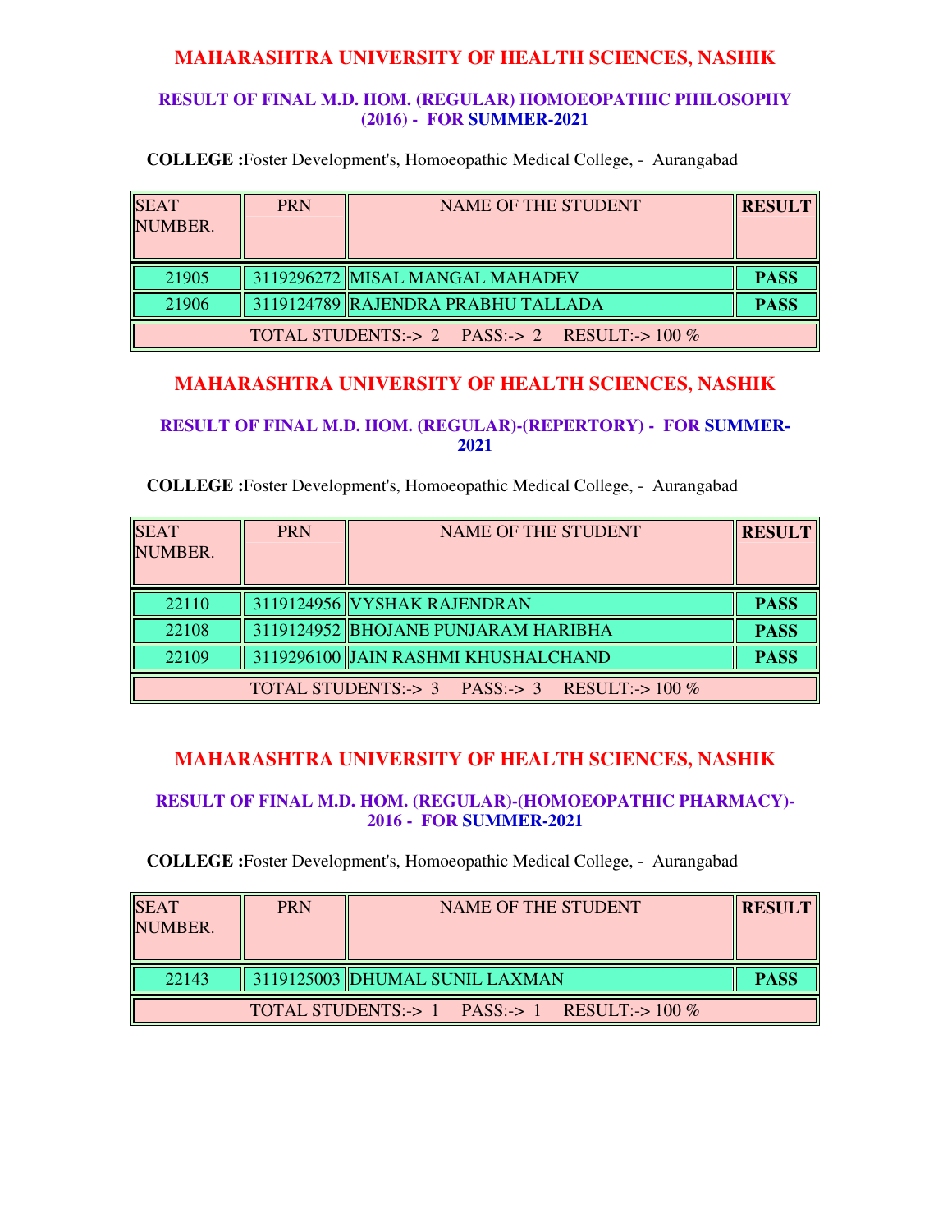# MAHARASHTRA UNIVERSITY OF HEALTH SCIENCES, NASHIK

## RESULT OF FINAL M.D. HOM. (REGULAR) HOMOEOPATHIC PHILOSOPHY (2016) - FOR SUMMER-2021

**COLLEGE :**Foster Development's, Homoeopathic Medical College, - Aurangabad

| SEAT NUMBER. | PRN | NAME OF THE STUDENT | RESULT |
|---|---|---|---|
| 21905 | 3119296272 | MISAL MANGAL MAHADEV | **PASS** |
| 21906 | 3119124789 | RAJENDRA PRABHU TALLADA | **PASS** |
| TOTAL STUDENTS:-> 2 PASS:-> 2 RESULT:-> 100 % | | | |

# MAHARASHTRA UNIVERSITY OF HEALTH SCIENCES, NASHIK

## RESULT OF FINAL M.D. HOM. (REGULAR)-(REPERTORY) - FOR SUMMER-2021

**COLLEGE :**Foster Development's, Homoeopathic Medical College, - Aurangabad

| SEAT NUMBER. | PRN | NAME OF THE STUDENT | RESULT |
|---|---|---|---|
| 22110 | 3119124956 | VYSHAK RAJENDRAN | **PASS** |
| 22108 | 3119124952 | BHOJANE PUNJARAM HARIBHA | **PASS** |
| 22109 | 3119296100 | JAIN RASHMI KHUSHALCHAND | **PASS** |
| TOTAL STUDENTS:-> 3 PASS:-> 3 RESULT:-> 100 % | | | |

# MAHARASHTRA UNIVERSITY OF HEALTH SCIENCES, NASHIK

## RESULT OF FINAL M.D. HOM. (REGULAR)-(HOMOEOPATHIC PHARMACY)-2016 - FOR SUMMER-2021

**COLLEGE :**Foster Development's, Homoeopathic Medical College, - Aurangabad

| SEAT NUMBER. | PRN | NAME OF THE STUDENT | RESULT |
|---|---|---|---|
| 22143 | 3119125003 | DHUMAL SUNIL LAXMAN | **PASS** |
| TOTAL STUDENTS:-> 1 PASS:-> 1 RESULT:-> 100 % | | | |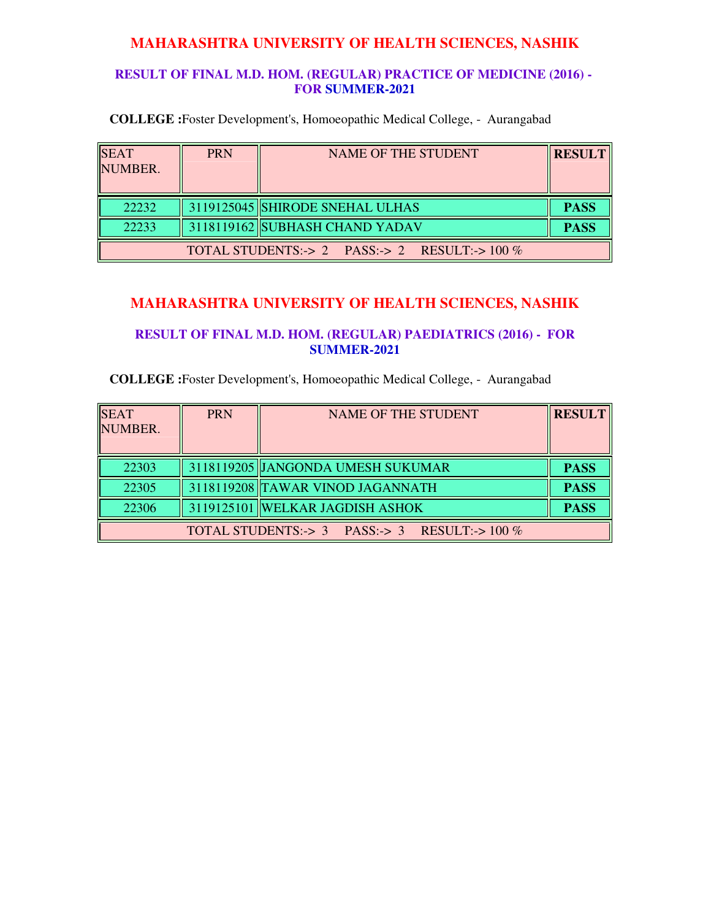# MAHARASHTRA UNIVERSITY OF HEALTH SCIENCES, NASHIK

### RESULT OF FINAL M.D. HOM. (REGULAR) PRACTICE OF MEDICINE (2016) - FOR SUMMER-2021

**COLLEGE :**Foster Development's, Homoeopathic Medical College, - Aurangabad

| SEAT NUMBER. | PRN | NAME OF THE STUDENT | RESULT |
|---|---|---|---|
| 22232 | 3119125045 | SHIRODE SNEHAL ULHAS | **PASS** |
| 22233 | 3118119162 | SUBHASH CHAND YADAV | **PASS** |
| TOTAL STUDENTS:-> 2 PASS:-> 2 RESULT:-> 100 % | | | |

# MAHARASHTRA UNIVERSITY OF HEALTH SCIENCES, NASHIK

### RESULT OF FINAL M.D. HOM. (REGULAR) PAEDIATRICS (2016) - FOR SUMMER-2021

**COLLEGE :**Foster Development's, Homoeopathic Medical College, - Aurangabad

| SEAT NUMBER. | PRN | NAME OF THE STUDENT | RESULT |
|---|---|---|---|
| 22303 | 3118119205 | JANGONDA UMESH SUKUMAR | **PASS** |
| 22305 | 3118119208 | TAWAR VINOD JAGANNATH | **PASS** |
| 22306 | 3119125101 | WELKAR JAGDISH ASHOK | **PASS** |
| TOTAL STUDENTS:-> 3 PASS:-> 3 RESULT:-> 100 % | | | |